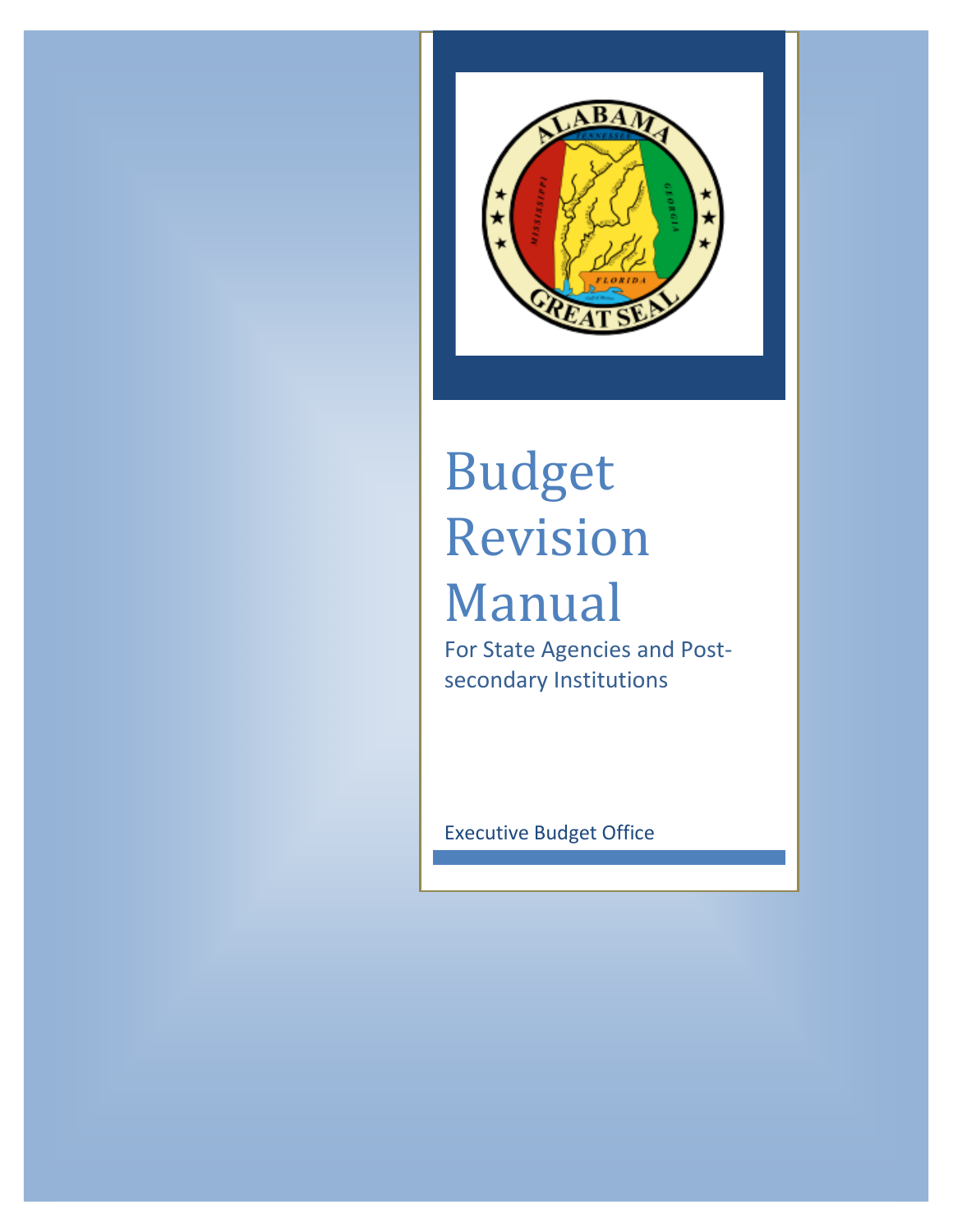# Budget Revision Manual

For State Agencies and Post-secondary Institutions

Executive Budget Office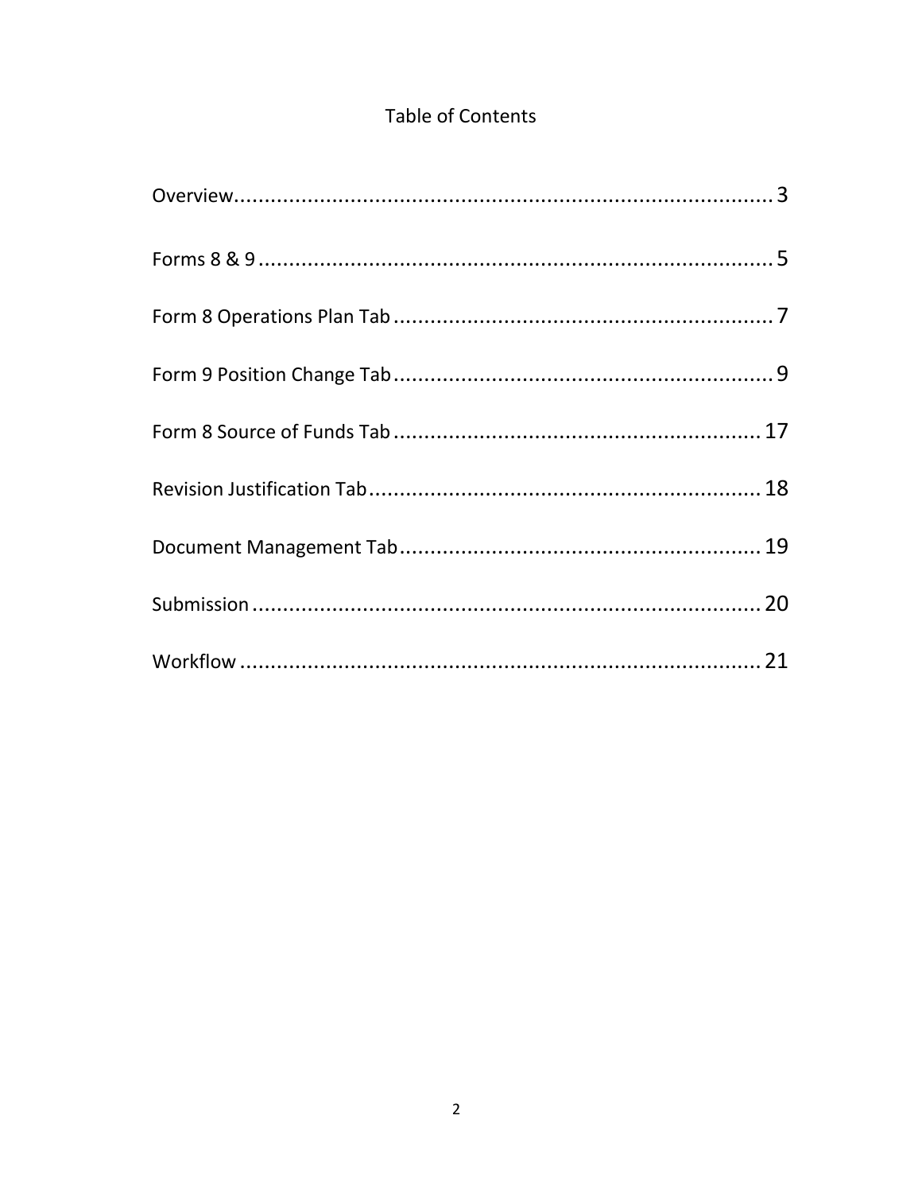# Table of Contents

Overview........................................................................................3

Forms 8 & 9....................................................................................5

Form 8 Operations Plan Tab..............................................................7

Form 9 Position Change Tab..............................................................9

Form 8 Source of Funds Tab............................................................17

Revision Justification Tab................................................................18

Document Management Tab...........................................................19

Submission...................................................................................20

Workflow.....................................................................................21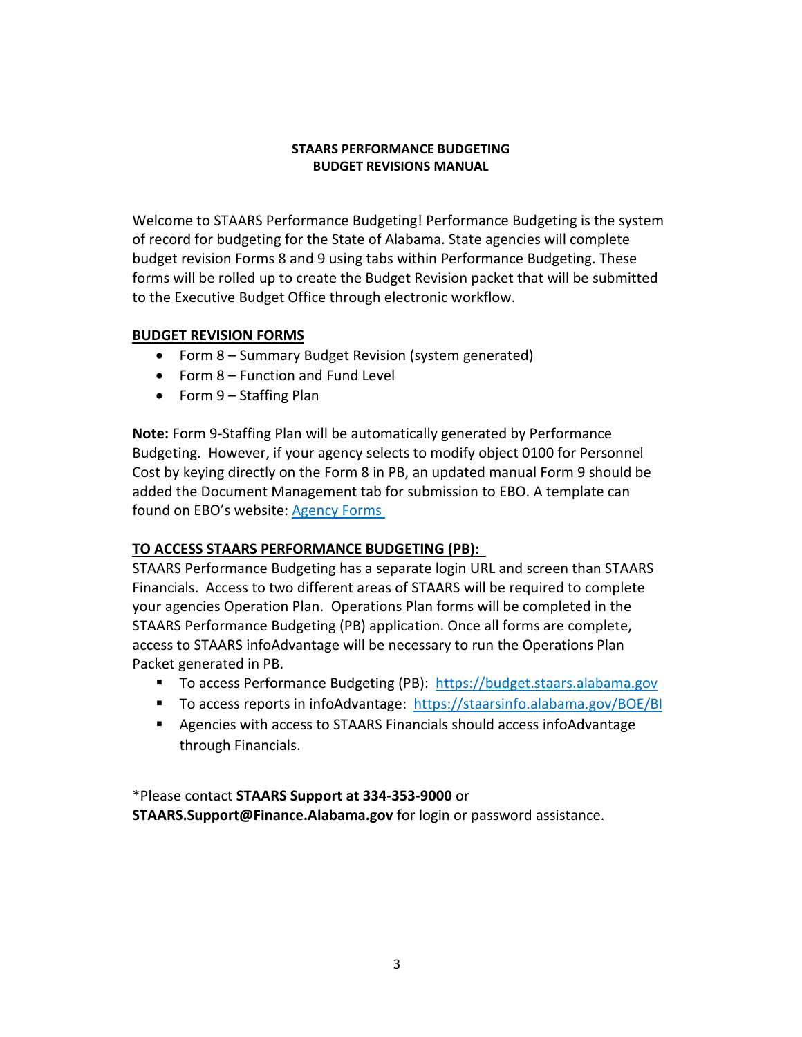# STAARS PERFORMANCE BUDGETING
# BUDGET REVISIONS MANUAL

Welcome to STAARS Performance Budgeting! Performance Budgeting is the system of record for budgeting for the State of Alabama. State agencies will complete budget revision Forms 8 and 9 using tabs within Performance Budgeting. These forms will be rolled up to create the Budget Revision packet that will be submitted to the Executive Budget Office through electronic workflow.

## BUDGET REVISION FORMS

- Form 8 – Summary Budget Revision (system generated)
- Form 8 – Function and Fund Level
- Form 9 – Staffing Plan

**Note:** Form 9-Staffing Plan will be automatically generated by Performance Budgeting. However, if your agency selects to modify object 0100 for Personnel Cost by keying directly on the Form 8 in PB, an updated manual Form 9 should be added the Document Management tab for submission to EBO. A template can found on EBO's website: Agency Forms

## TO ACCESS STAARS PERFORMANCE BUDGETING (PB):

STAARS Performance Budgeting has a separate login URL and screen than STAARS Financials. Access to two different areas of STAARS will be required to complete your agencies Operation Plan. Operations Plan forms will be completed in the STAARS Performance Budgeting (PB) application. Once all forms are complete, access to STAARS infoAdvantage will be necessary to run the Operations Plan Packet generated in PB.

- To access Performance Budgeting (PB): https://budget.staars.alabama.gov
- To access reports in infoAdvantage: https://staarsinfo.alabama.gov/BOE/BI
- Agencies with access to STAARS Financials should access infoAdvantage through Financials.

*Please contact **STAARS Support at 334-353-9000** or **STAARS.Support@Finance.Alabama.gov** for login or password assistance.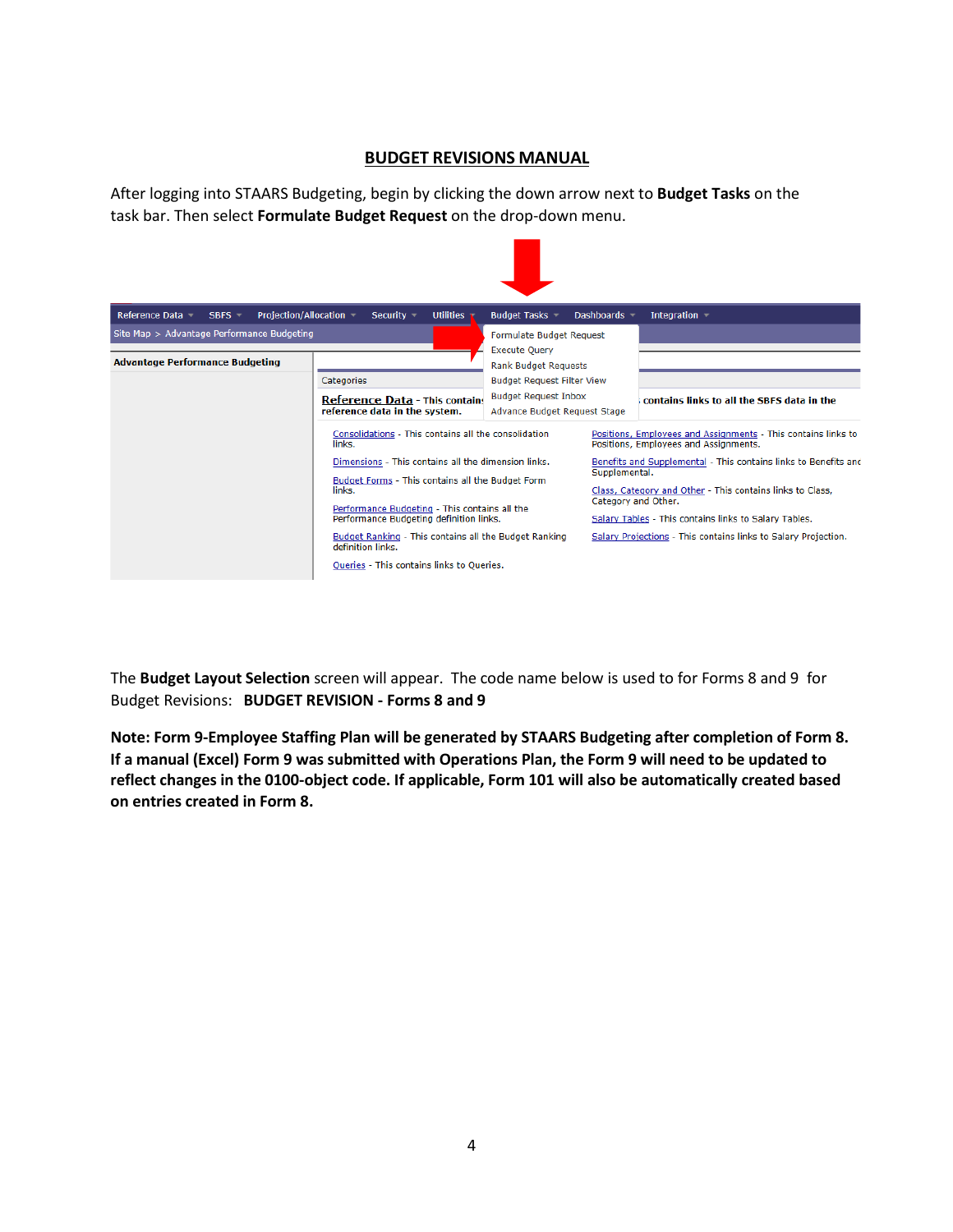# BUDGET REVISIONS MANUAL

After logging into STAARS Budgeting, begin by clicking the down arrow next to **Budget Tasks** on the task bar. Then select **Formulate Budget Request** on the drop-down menu.

The **Budget Layout Selection** screen will appear. The code name below is used to for Forms 8 and 9 for Budget Revisions: **BUDGET REVISION - Forms 8 and 9**

**Note: Form 9-Employee Staffing Plan will be generated by STAARS Budgeting after completion of Form 8. If a manual (Excel) Form 9 was submitted with Operations Plan, the Form 9 will need to be updated to reflect changes in the 0100-object code. If applicable, Form 101 will also be automatically created based on entries created in Form 8.**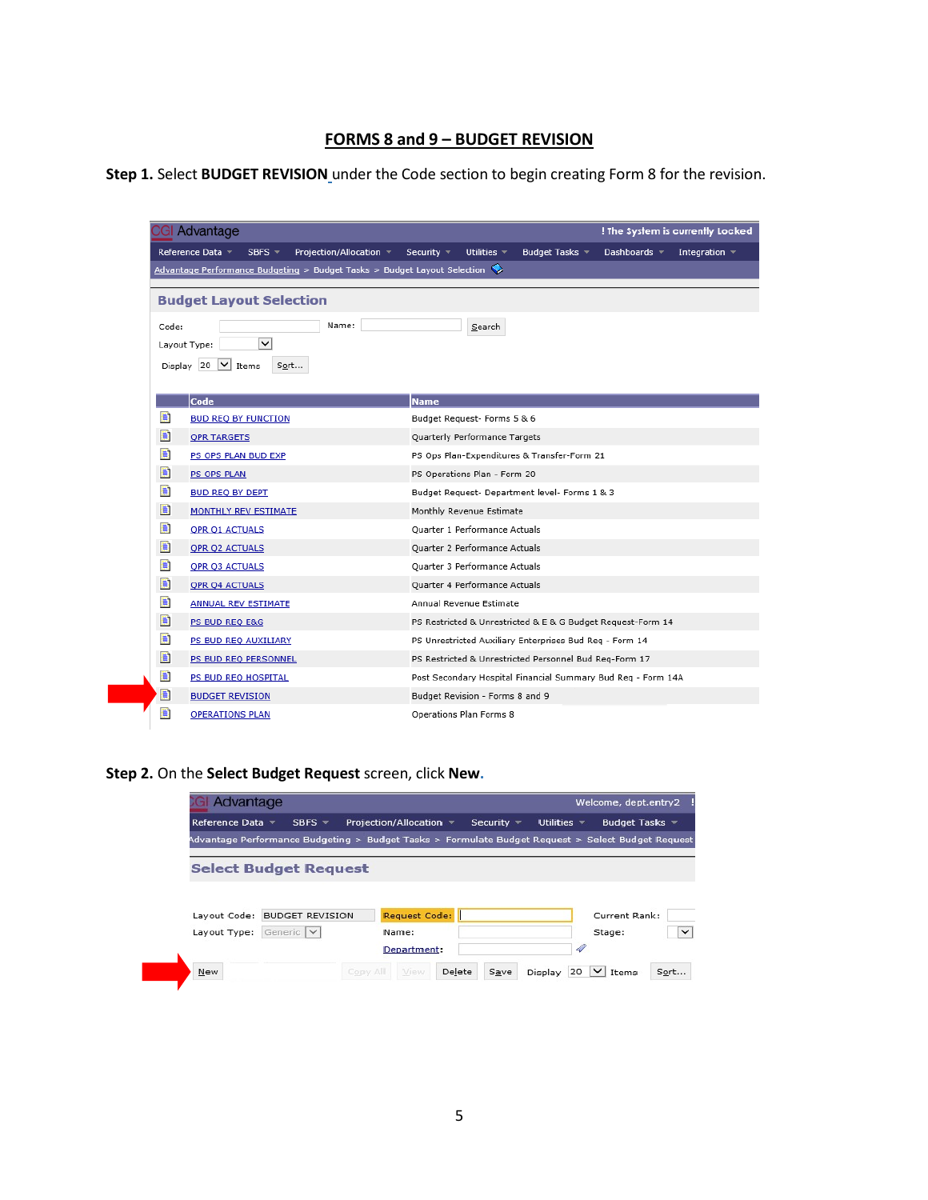# FORMS 8 and 9 – BUDGET REVISION

**Step 1.** Select **BUDGET REVISION** under the Code section to begin creating Form 8 for the revision.

CGI Advantage — ! The System is currently Locked

Reference Data | SBFS | Projection/Allocation | Security | Utilities | Budget Tasks | Dashboards | Integration

Advantage Performance Budgeting > Budget Tasks > Budget Layout Selection

## Budget Layout Selection

Code: Name: Search

Layout Type:

Display 20 Items Sort...

| Code | Name |
|---|---|
| BUD REQ BY FUNCTION | Budget Request- Forms 5 & 6 |
| QPR TARGETS | Quarterly Performance Targets |
| PS OPS PLAN BUD EXP | PS Ops Plan-Expenditures & Transfer-Form 21 |
| PS OPS PLAN | PS Operations Plan - Form 20 |
| BUD REQ BY DEPT | Budget Request- Department level- Forms 1 & 3 |
| MONTHLY REV ESTIMATE | Monthly Revenue Estimate |
| QPR Q1 ACTUALS | Quarter 1 Performance Actuals |
| QPR Q2 ACTUALS | Quarter 2 Performance Actuals |
| QPR Q3 ACTUALS | Quarter 3 Performance Actuals |
| QPR Q4 ACTUALS | Quarter 4 Performance Actuals |
| ANNUAL REV ESTIMATE | Annual Revenue Estimate |
| PS BUD REQ E&G | PS Restricted & Unrestricted & E & G Budget Request-Form 14 |
| PS BUD REQ AUXILIARY | PS Unrestricted Auxiliary Enterprises Bud Req - Form 14 |
| PS BUD REQ PERSONNEL | PS Restricted & Unrestricted Personnel Bud Req-Form 17 |
| PS BUD REQ HOSPITAL | Post Secondary Hospital Financial Summary Bud Req - Form 14A |
| BUDGET REVISION | Budget Revision - Forms 8 and 9 |
| OPERATIONS PLAN | Operations Plan Forms 8 |

**Step 2.** On the **Select Budget Request** screen, click **New**.

CGI Advantage — Welcome, dept.entry2

Reference Data | SBFS | Projection/Allocation | Security | Utilities | Budget Tasks

Advantage Performance Budgeting > Budget Tasks > Formulate Budget Request > Select Budget Request

## Select Budget Request

Layout Code: BUDGET REVISION | Request Code: | Current Rank:

Layout Type: Generic | Name: | Stage:

Department:

New | Copy All | View | Delete | Save | Display 20 Items | Sort...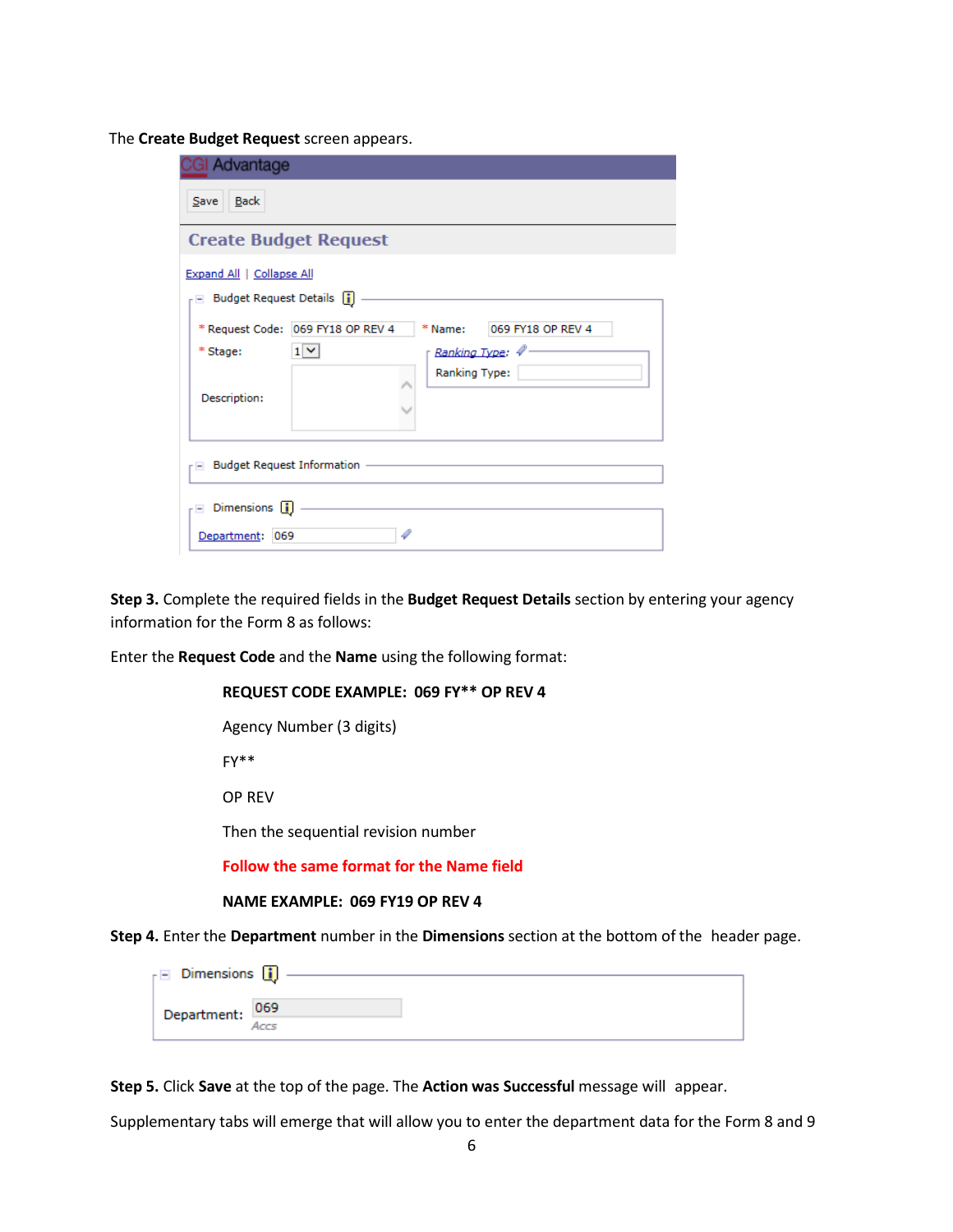The **Create Budget Request** screen appears.

**Step 3.** Complete the required fields in the **Budget Request Details** section by entering your agency information for the Form 8 as follows:

Enter the **Request Code** and the **Name** using the following format:

**REQUEST CODE EXAMPLE: 069 FY** OP REV 4**

Agency Number (3 digits)

FY**

OP REV

Then the sequential revision number

**Follow the same format for the Name field**

**NAME EXAMPLE: 069 FY19 OP REV 4**

**Step 4.** Enter the **Department** number in the **Dimensions** section at the bottom of the header page.

**Step 5.** Click **Save** at the top of the page. The **Action was Successful** message will appear.

Supplementary tabs will emerge that will allow you to enter the department data for the Form 8 and 9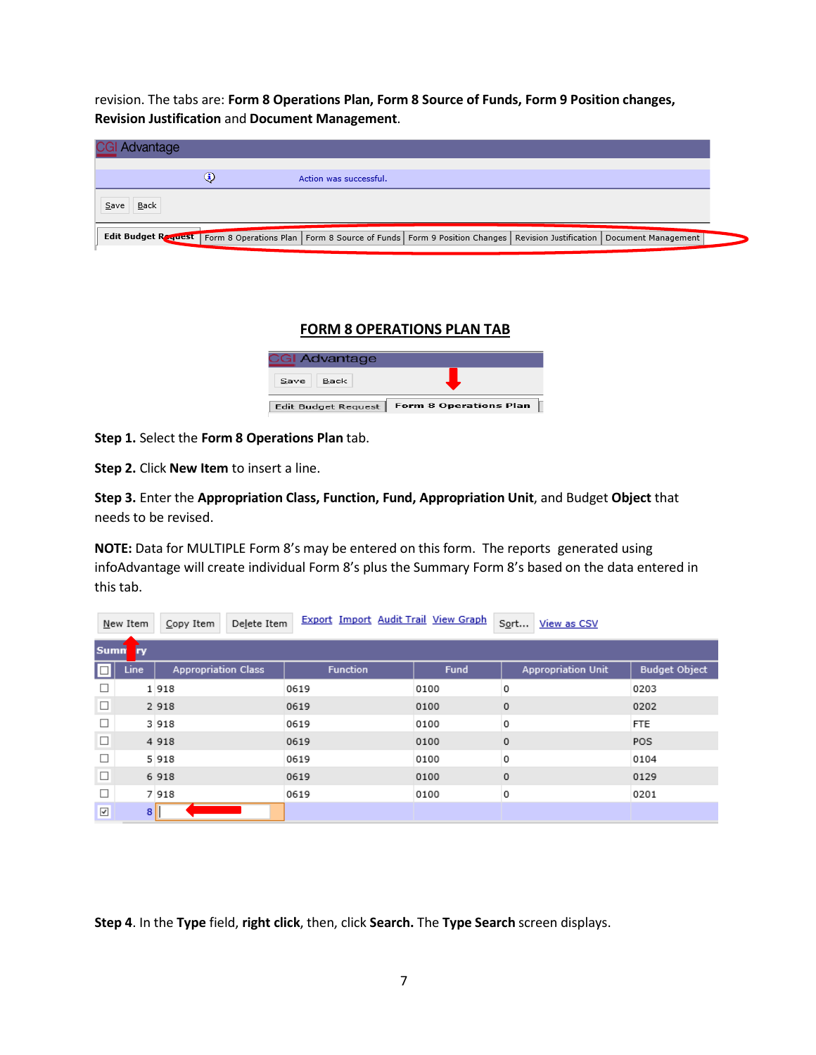revision. The tabs are: **Form 8 Operations Plan, Form 8 Source of Funds, Form 9 Position changes, Revision Justification** and **Document Management**.

## FORM 8 OPERATIONS PLAN TAB

**Step 1.** Select the **Form 8 Operations Plan** tab.

**Step 2.** Click **New Item** to insert a line.

**Step 3.** Enter the **Appropriation Class, Function, Fund, Appropriation Unit**, and Budget **Object** that needs to be revised.

**NOTE:** Data for MULTIPLE Form 8's may be entered on this form. The reports generated using infoAdvantage will create individual Form 8's plus the Summary Form 8's based on the data entered in this tab.

| Line | Appropriation Class | Function | Fund | Appropriation Unit | Budget Object |
|---|---|---|---|---|---|
| 1 | 918 | 0619 | 0100 | 0 | 0203 |
| 2 | 918 | 0619 | 0100 | 0 | 0202 |
| 3 | 918 | 0619 | 0100 | 0 | FTE |
| 4 | 918 | 0619 | 0100 | 0 | POS |
| 5 | 918 | 0619 | 0100 | 0 | 0104 |
| 6 | 918 | 0619 | 0100 | 0 | 0129 |
| 7 | 918 | 0619 | 0100 | 0 | 0201 |
| 8 | | | | | |

**Step 4**. In the **Type** field, **right click**, then, click **Search.** The **Type Search** screen displays.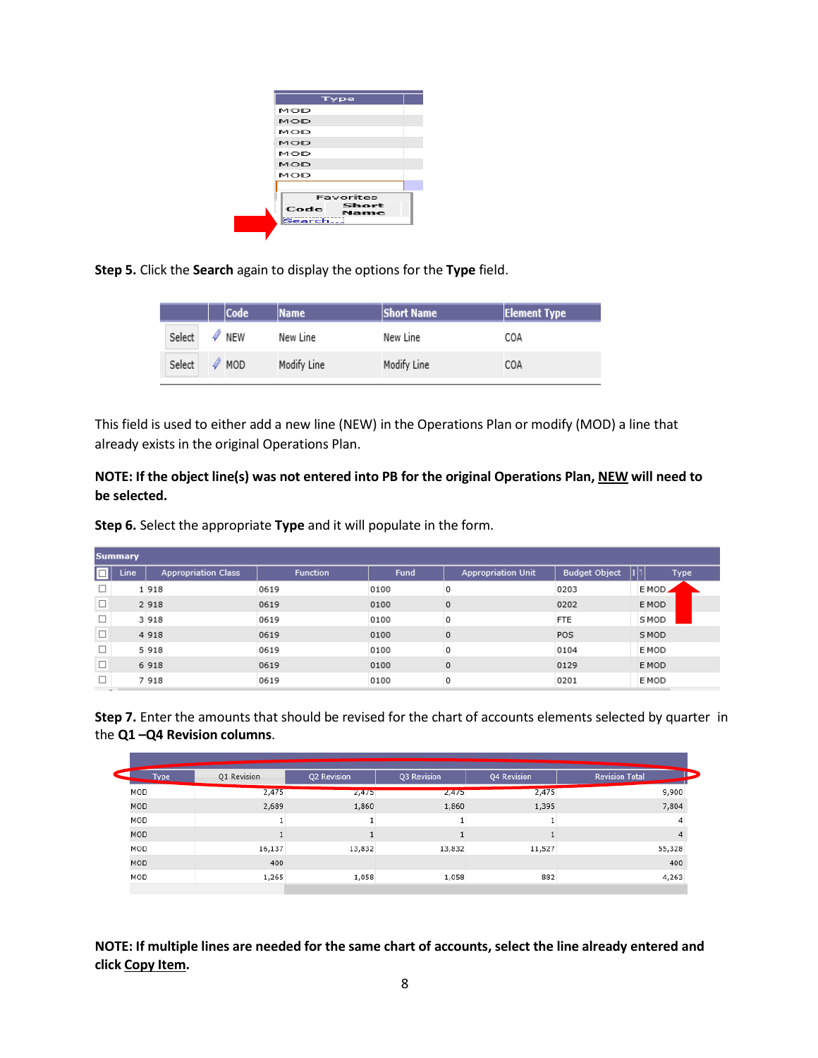| Type |
| --- |
| MOD |
| MOD |
| MOD |
| MOD |
| MOD |
| MOD |
| MOD |

Favorites
Code Short Name
Search...

**Step 5.** Click the **Search** again to display the options for the **Type** field.

| | Code | Name | Short Name | Element Type |
| --- | --- | --- | --- | --- |
| Select | NEW | New Line | New Line | COA |
| Select | MOD | Modify Line | Modify Line | COA |

This field is used to either add a new line (NEW) in the Operations Plan or modify (MOD) a line that already exists in the original Operations Plan.

**NOTE: If the object line(s) was not entered into PB for the original Operations Plan, NEW will need to be selected.**

**Step 6.** Select the appropriate **Type** and it will populate in the form.

**Summary**

| | Line | Appropriation Class | Function | Fund | Appropriation Unit | Budget Object | I | Type |
| --- | --- | --- | --- | --- | --- | --- | --- | --- |
| ☐ | 1 | 918 | 0619 | 0100 | 0 | 0203 | E | MOD |
| ☐ | 2 | 918 | 0619 | 0100 | 0 | 0202 | E | MOD |
| ☐ | 3 | 918 | 0619 | 0100 | 0 | FTE | S | MOD |
| ☐ | 4 | 918 | 0619 | 0100 | 0 | POS | S | MOD |
| ☐ | 5 | 918 | 0619 | 0100 | 0 | 0104 | E | MOD |
| ☐ | 6 | 918 | 0619 | 0100 | 0 | 0129 | E | MOD |
| ☐ | 7 | 918 | 0619 | 0100 | 0 | 0201 | E | MOD |

**Step 7.** Enter the amounts that should be revised for the chart of accounts elements selected by quarter in the **Q1 –Q4 Revision columns**.

| Type | Q1 Revision | Q2 Revision | Q3 Revision | Q4 Revision | Revision Total |
| --- | --- | --- | --- | --- | --- |
| MOD | 2,475 | 2,475 | 2,475 | 2,475 | 9,900 |
| MOD | 2,689 | 1,860 | 1,860 | 1,395 | 7,804 |
| MOD | 1 | 1 | 1 | 1 | 4 |
| MOD | 1 | 1 | 1 | 1 | 4 |
| MOD | 16,137 | 13,832 | 13,832 | 11,527 | 55,328 |
| MOD | 400 | | | | 400 |
| MOD | 1,265 | 1,058 | 1,058 | 882 | 4,263 |

**NOTE: If multiple lines are needed for the same chart of accounts, select the line already entered and click Copy Item.**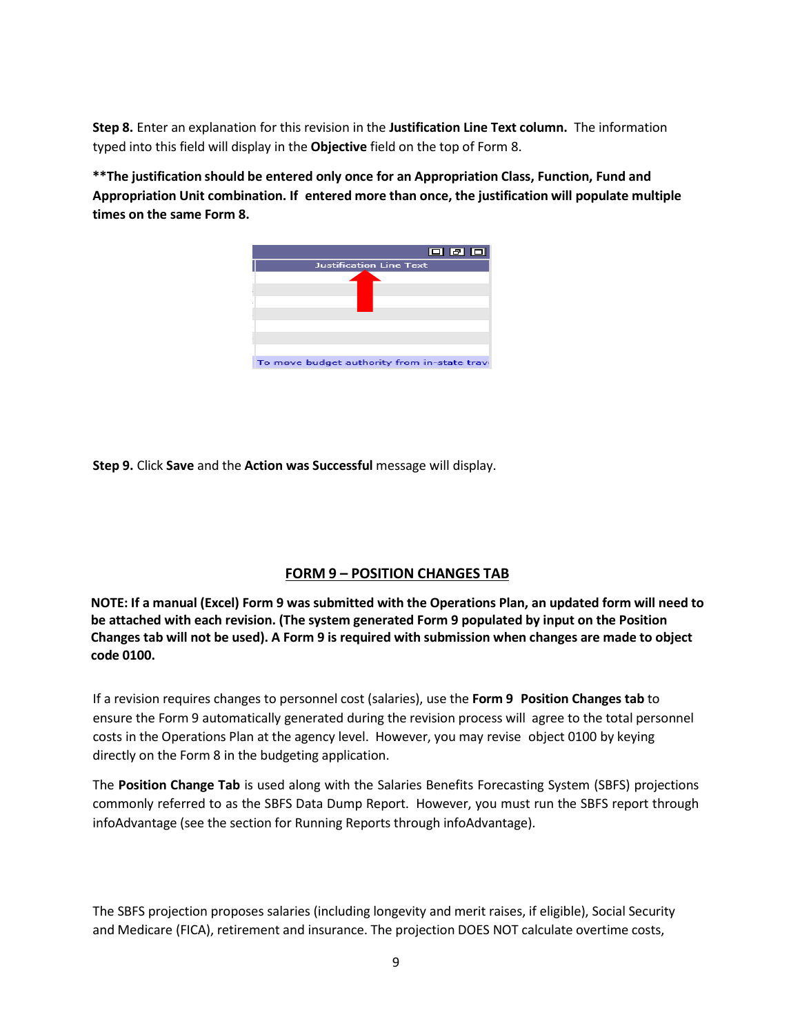**Step 8.** Enter an explanation for this revision in the **Justification Line Text column.** The information typed into this field will display in the **Objective** field on the top of Form 8.

**\*\*The justification should be entered only once for an Appropriation Class, Function, Fund and Appropriation Unit combination. If entered more than once, the justification will populate multiple times on the same Form 8.**

**Step 9.** Click **Save** and the **Action was Successful** message will display.

## FORM 9 – POSITION CHANGES TAB

**NOTE: If a manual (Excel) Form 9 was submitted with the Operations Plan, an updated form will need to be attached with each revision. (The system generated Form 9 populated by input on the Position Changes tab will not be used). A Form 9 is required with submission when changes are made to object code 0100.**

If a revision requires changes to personnel cost (salaries), use the **Form 9 Position Changes tab** to ensure the Form 9 automatically generated during the revision process will agree to the total personnel costs in the Operations Plan at the agency level. However, you may revise object 0100 by keying directly on the Form 8 in the budgeting application.

The **Position Change Tab** is used along with the Salaries Benefits Forecasting System (SBFS) projections commonly referred to as the SBFS Data Dump Report. However, you must run the SBFS report through infoAdvantage (see the section for Running Reports through infoAdvantage).

The SBFS projection proposes salaries (including longevity and merit raises, if eligible), Social Security and Medicare (FICA), retirement and insurance. The projection DOES NOT calculate overtime costs,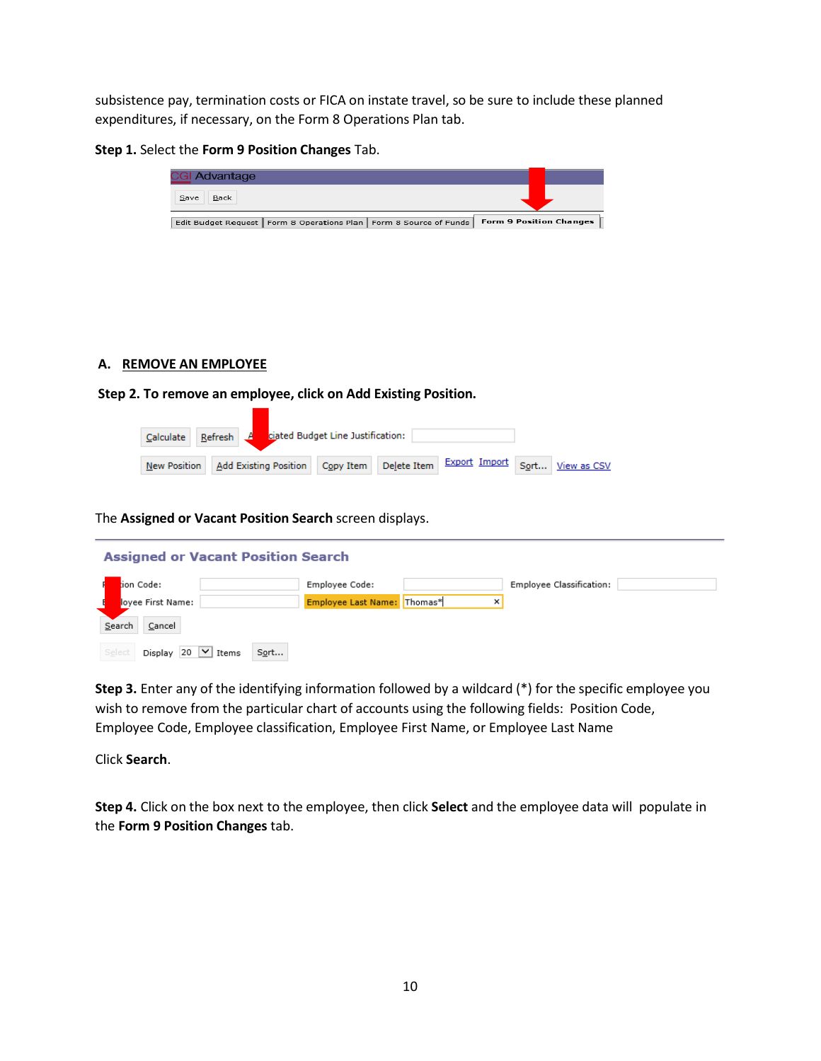subsistence pay, termination costs or FICA on instate travel, so be sure to include these planned expenditures, if necessary, on the Form 8 Operations Plan tab.

**Step 1.** Select the **Form 9 Position Changes** Tab.

## A. REMOVE AN EMPLOYEE

**Step 2. To remove an employee, click on Add Existing Position.**

The **Assigned or Vacant Position Search** screen displays.

**Step 3.** Enter any of the identifying information followed by a wildcard (*) for the specific employee you wish to remove from the particular chart of accounts using the following fields: Position Code, Employee Code, Employee classification, Employee First Name, or Employee Last Name

Click **Search**.

**Step 4.** Click on the box next to the employee, then click **Select** and the employee data will populate in the **Form 9 Position Changes** tab.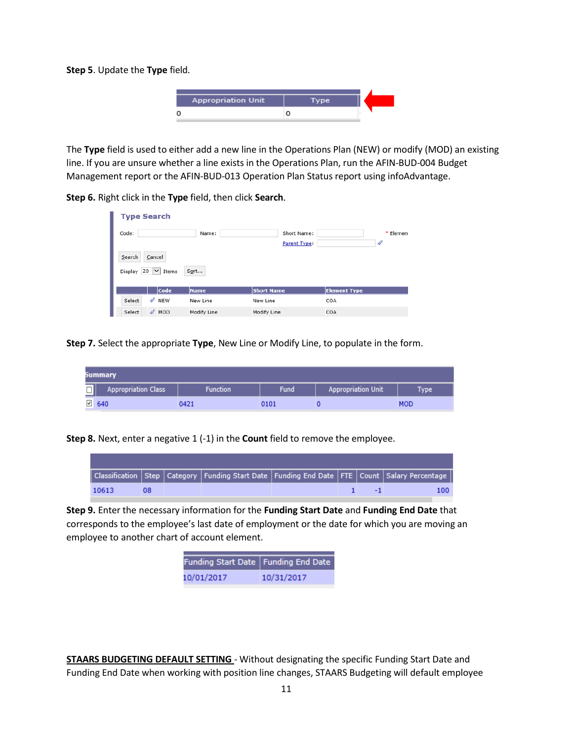**Step 5**. Update the **Type** field.

| Appropriation Unit | Type |
|---|---|
| 0 | 0 |

The **Type** field is used to either add a new line in the Operations Plan (NEW) or modify (MOD) an existing line. If you are unsure whether a line exists in the Operations Plan, run the AFIN-BUD-004 Budget Management report or the AFIN-BUD-013 Operation Plan Status report using infoAdvantage.

**Step 6.** Right click in the **Type** field, then click **Search**.

**Type Search**

Code: Name: Short Name: * Elemen

Parent Type:

Search Cancel

Display 20 Items Sort...

| | Code | Name | Short Name | Element Type |
|---|---|---|---|---|
| Select | NEW | New Line | New Line | COA |
| Select | MOD | Modify Line | Modify Line | COA |

**Step 7.** Select the appropriate **Type**, New Line or Modify Line, to populate in the form.

**Summary**

| | Appropriation Class | Function | Fund | Appropriation Unit | Type |
|---|---|---|---|---|---|
| ☑ | 640 | 0421 | 0101 | 0 | MOD |

**Step 8.** Next, enter a negative 1 (-1) in the **Count** field to remove the employee.

| Classification | Step | Category | Funding Start Date | Funding End Date | FTE | Count | Salary Percentage |
|---|---|---|---|---|---|---|---|
| 10613 | 08 | | | | 1 | -1 | 100 |

**Step 9.** Enter the necessary information for the **Funding Start Date** and **Funding End Date** that corresponds to the employee's last date of employment or the date for which you are moving an employee to another chart of account element.

| Funding Start Date | Funding End Date |
|---|---|
| 10/01/2017 | 10/31/2017 |

**STAARS BUDGETING DEFAULT SETTING** - Without designating the specific Funding Start Date and Funding End Date when working with position line changes, STAARS Budgeting will default employee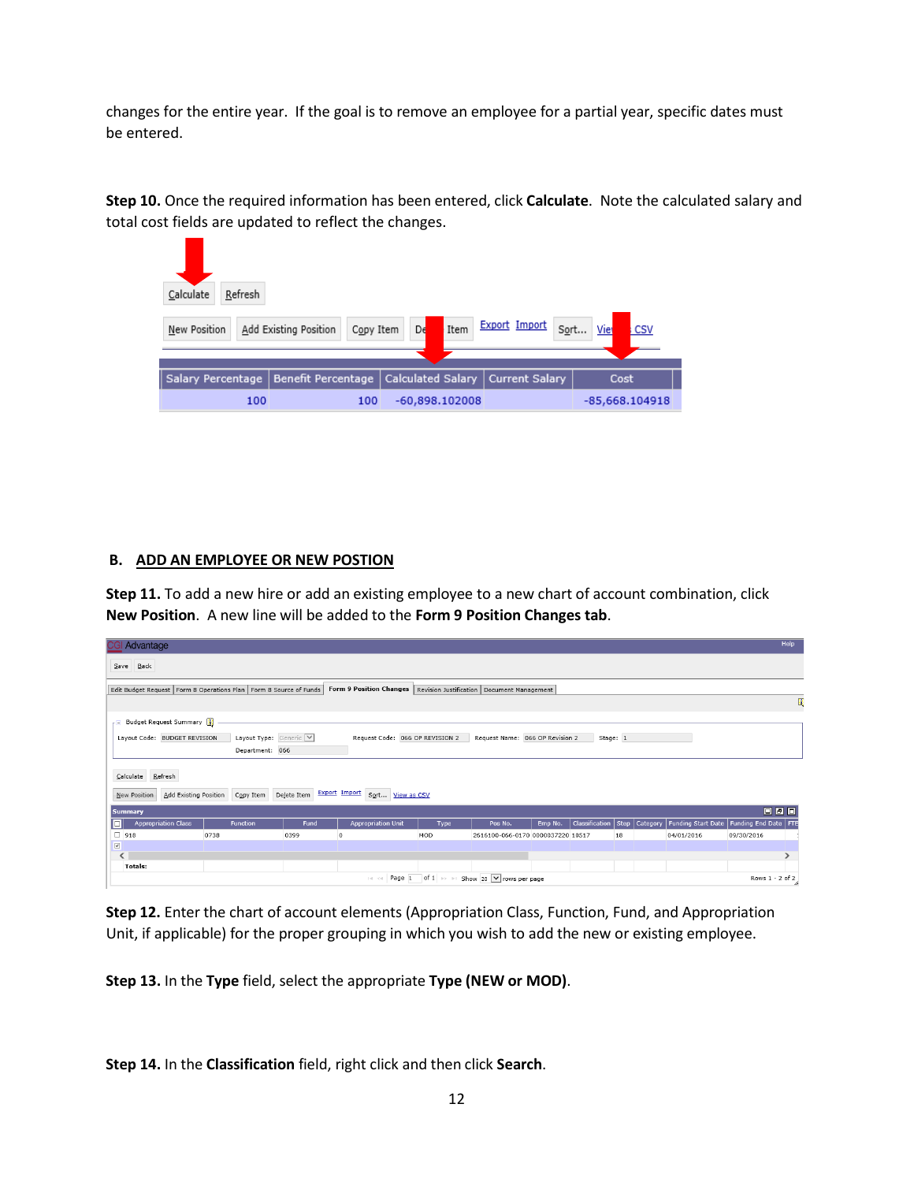changes for the entire year. If the goal is to remove an employee for a partial year, specific dates must be entered.

**Step 10.** Once the required information has been entered, click **Calculate**. Note the calculated salary and total cost fields are updated to reflect the changes.

## B. ADD AN EMPLOYEE OR NEW POSTION

**Step 11.** To add a new hire or add an existing employee to a new chart of account combination, click **New Position**. A new line will be added to the **Form 9 Position Changes tab**.

**Step 12.** Enter the chart of account elements (Appropriation Class, Function, Fund, and Appropriation Unit, if applicable) for the proper grouping in which you wish to add the new or existing employee.

**Step 13.** In the **Type** field, select the appropriate **Type (NEW or MOD)**.

**Step 14.** In the **Classification** field, right click and then click **Search**.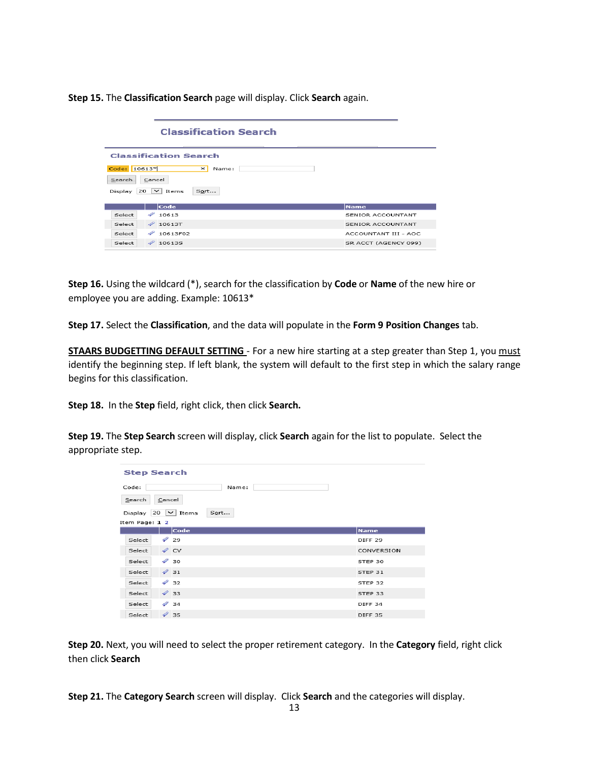**Step 15.** The **Classification Search** page will display. Click **Search** again.

**Classification Search**

**Classification Search**

Code: 10613* Name:

Search Cancel

Display 20 Items Sort...

| | Code | Name |
|---|---|---|
| Select | 10613 | SENIOR ACCOUNTANT |
| Select | 10613T | SENIOR ACCOUNTANT |
| Select | 10613F02 | ACCOUNTANT III - AOC |
| Select | 10613S | SR ACCT (AGENCY 099) |

**Step 16.** Using the wildcard (*), search for the classification by **Code** or **Name** of the new hire or employee you are adding. Example: 10613*

**Step 17.** Select the **Classification**, and the data will populate in the **Form 9 Position Changes** tab.

<u>**STAARS BUDGETTING DEFAULT SETTING**</u> - For a new hire starting at a step greater than Step 1, you <u>must</u> identify the beginning step. If left blank, the system will default to the first step in which the salary range begins for this classification.

**Step 18.** In the **Step** field, right click, then click **Search.**

**Step 19.** The **Step Search** screen will display, click **Search** again for the list to populate. Select the appropriate step.

**Step Search**

Code: Name:

Search Cancel

Display 20 Items Sort...

Item Page: 1 2

| | Code | Name |
|---|---|---|
| Select | 29 | DIFF 29 |
| Select | CV | CONVERSION |
| Select | 30 | STEP 30 |
| Select | 31 | STEP 31 |
| Select | 32 | STEP 32 |
| Select | 33 | STEP 33 |
| Select | 34 | DIFF 34 |
| Select | 35 | DIFF 35 |

**Step 20.** Next, you will need to select the proper retirement category. In the **Category** field, right click then click **Search**

**Step 21.** The **Category Search** screen will display. Click **Search** and the categories will display.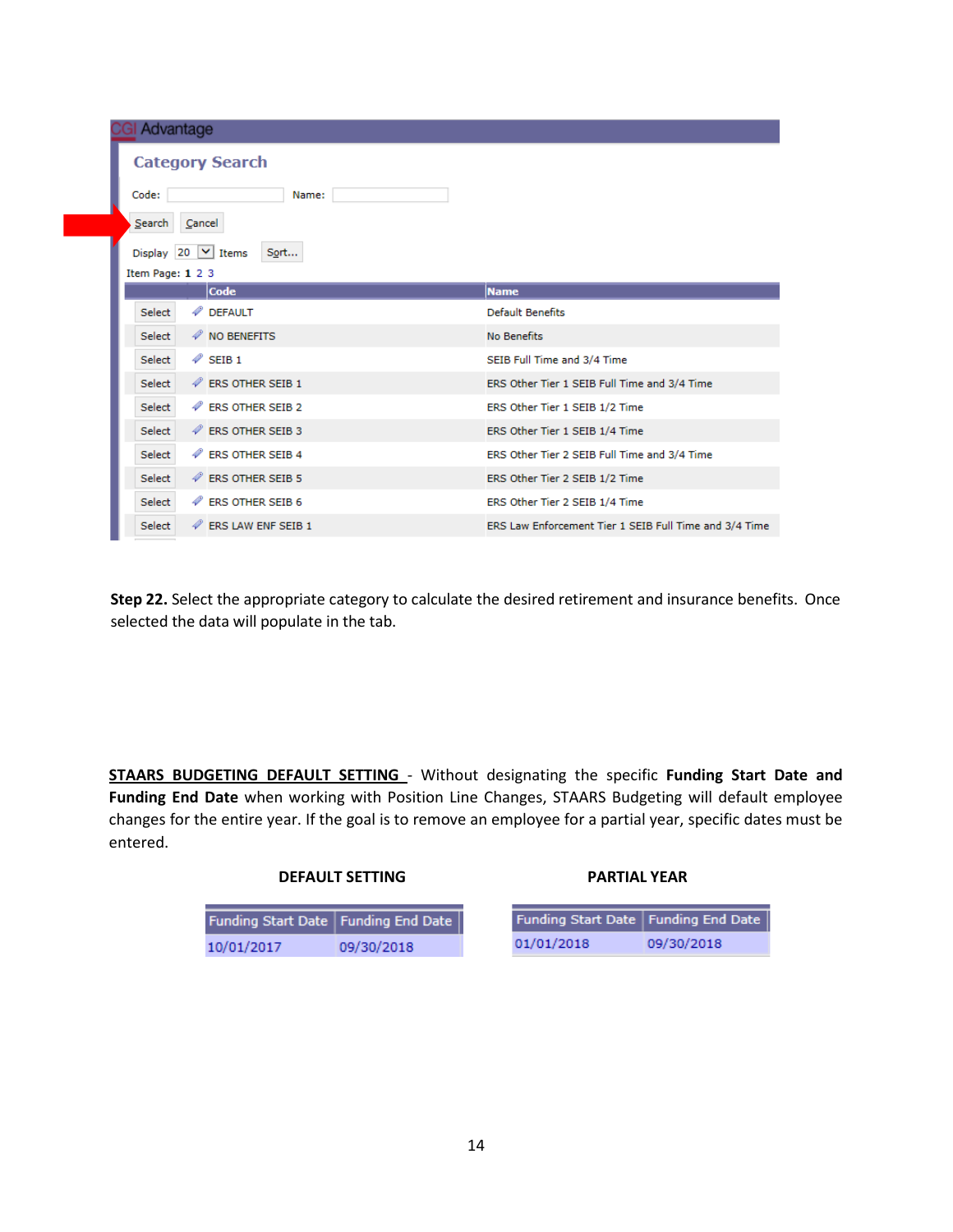CGI Advantage

**Category Search**

Code: Name:

Search Cancel

Display 20 Items Sort...

Item Page: 1 2 3

| | Code | Name |
|---|---|---|
| Select | DEFAULT | Default Benefits |
| Select | NO BENEFITS | No Benefits |
| Select | SEIB 1 | SEIB Full Time and 3/4 Time |
| Select | ERS OTHER SEIB 1 | ERS Other Tier 1 SEIB Full Time and 3/4 Time |
| Select | ERS OTHER SEIB 2 | ERS Other Tier 1 SEIB 1/2 Time |
| Select | ERS OTHER SEIB 3 | ERS Other Tier 1 SEIB 1/4 Time |
| Select | ERS OTHER SEIB 4 | ERS Other Tier 2 SEIB Full Time and 3/4 Time |
| Select | ERS OTHER SEIB 5 | ERS Other Tier 2 SEIB 1/2 Time |
| Select | ERS OTHER SEIB 6 | ERS Other Tier 2 SEIB 1/4 Time |
| Select | ERS LAW ENF SEIB 1 | ERS Law Enforcement Tier 1 SEIB Full Time and 3/4 Time |

**Step 22.** Select the appropriate category to calculate the desired retirement and insurance benefits. Once selected the data will populate in the tab.

**STAARS BUDGETING DEFAULT SETTING** - Without designating the specific **Funding Start Date and Funding End Date** when working with Position Line Changes, STAARS Budgeting will default employee changes for the entire year. If the goal is to remove an employee for a partial year, specific dates must be entered.

**DEFAULT SETTING**

| Funding Start Date | Funding End Date |
|---|---|
| 10/01/2017 | 09/30/2018 |

**PARTIAL YEAR**

| Funding Start Date | Funding End Date |
|---|---|
| 01/01/2018 | 09/30/2018 |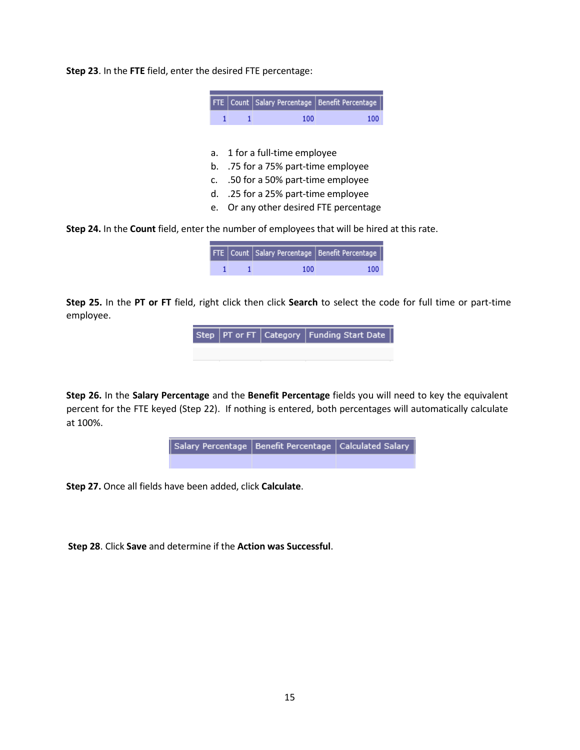**Step 23**. In the **FTE** field, enter the desired FTE percentage:

| FTE | Count | Salary Percentage | Benefit Percentage |
|---|---|---|---|
| 1 | 1 | 100 | 100 |

a. 1 for a full-time employee
b. .75 for a 75% part-time employee
c. .50 for a 50% part-time employee
d. .25 for a 25% part-time employee
e. Or any other desired FTE percentage

**Step 24.** In the **Count** field, enter the number of employees that will be hired at this rate.

| FTE | Count | Salary Percentage | Benefit Percentage |
|---|---|---|---|
| 1 | 1 | 100 | 100 |

**Step 25.** In the **PT or FT** field, right click then click **Search** to select the code for full time or part-time employee.

| Step | PT or FT | Category | Funding Start Date |
|---|---|---|---|
| | | | |

**Step 26.** In the **Salary Percentage** and the **Benefit Percentage** fields you will need to key the equivalent percent for the FTE keyed (Step 22). If nothing is entered, both percentages will automatically calculate at 100%.

| Salary Percentage | Benefit Percentage | Calculated Salary |
|---|---|---|
| | | |

**Step 27.** Once all fields have been added, click **Calculate**.

**Step 28**. Click **Save** and determine if the **Action was Successful**.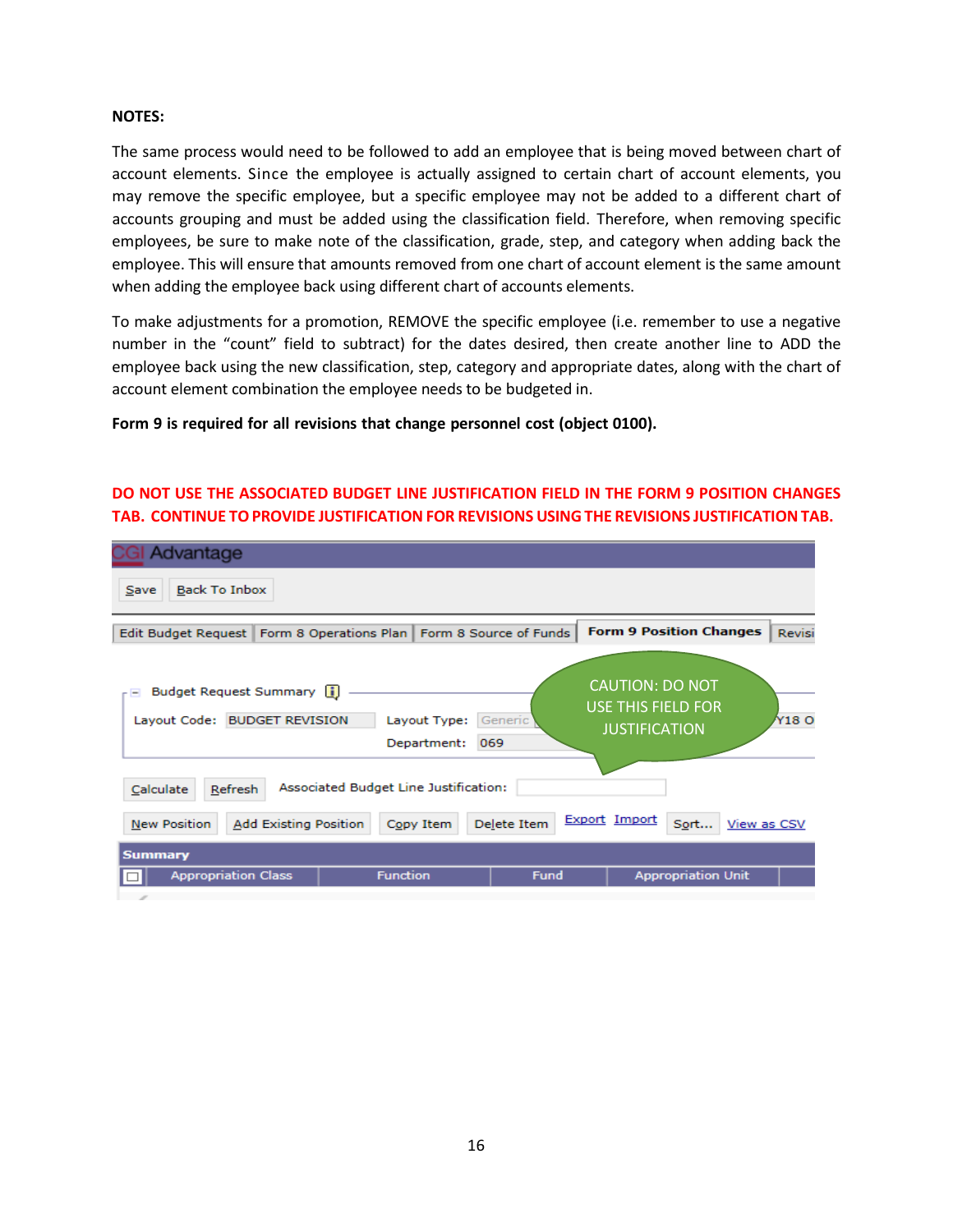**NOTES:**

The same process would need to be followed to add an employee that is being moved between chart of account elements. Since the employee is actually assigned to certain chart of account elements, you may remove the specific employee, but a specific employee may not be added to a different chart of accounts grouping and must be added using the classification field. Therefore, when removing specific employees, be sure to make note of the classification, grade, step, and category when adding back the employee. This will ensure that amounts removed from one chart of account element is the same amount when adding the employee back using different chart of accounts elements.

To make adjustments for a promotion, REMOVE the specific employee (i.e. remember to use a negative number in the "count" field to subtract) for the dates desired, then create another line to ADD the employee back using the new classification, step, category and appropriate dates, along with the chart of account element combination the employee needs to be budgeted in.

**Form 9 is required for all revisions that change personnel cost (object 0100).**

**DO NOT USE THE ASSOCIATED BUDGET LINE JUSTIFICATION FIELD IN THE FORM 9 POSITION CHANGES TAB. CONTINUE TO PROVIDE JUSTIFICATION FOR REVISIONS USING THE REVISIONS JUSTIFICATION TAB.**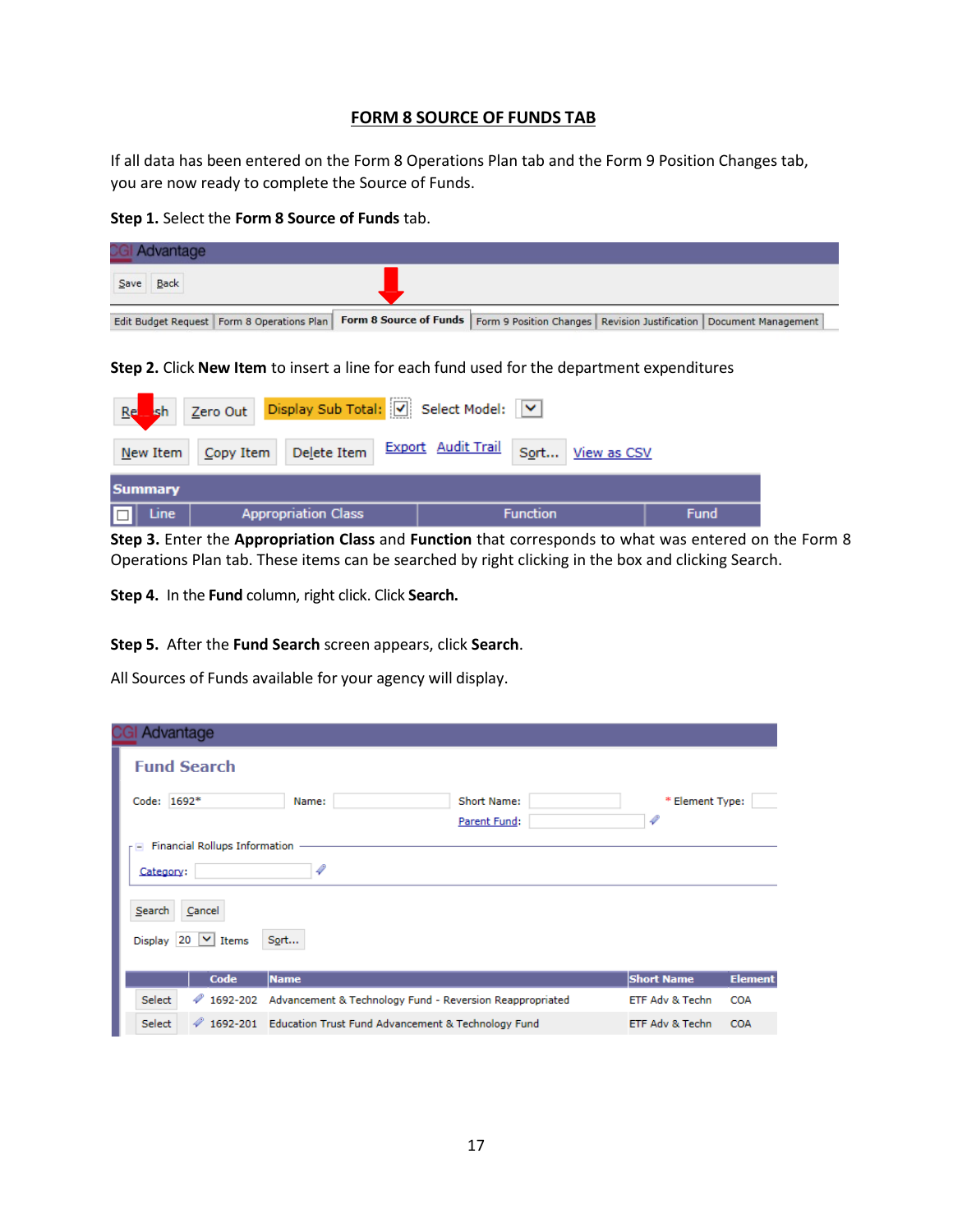# FORM 8 SOURCE OF FUNDS TAB

If all data has been entered on the Form 8 Operations Plan tab and the Form 9 Position Changes tab, you are now ready to complete the Source of Funds.

**Step 1.** Select the **Form 8 Source of Funds** tab.

**Step 2.** Click **New Item** to insert a line for each fund used for the department expenditures

**Step 3.** Enter the **Appropriation Class** and **Function** that corresponds to what was entered on the Form 8 Operations Plan tab. These items can be searched by right clicking in the box and clicking Search.

**Step 4.** In the **Fund** column, right click. Click **Search.**

**Step 5.** After the **Fund Search** screen appears, click **Search**.

All Sources of Funds available for your agency will display.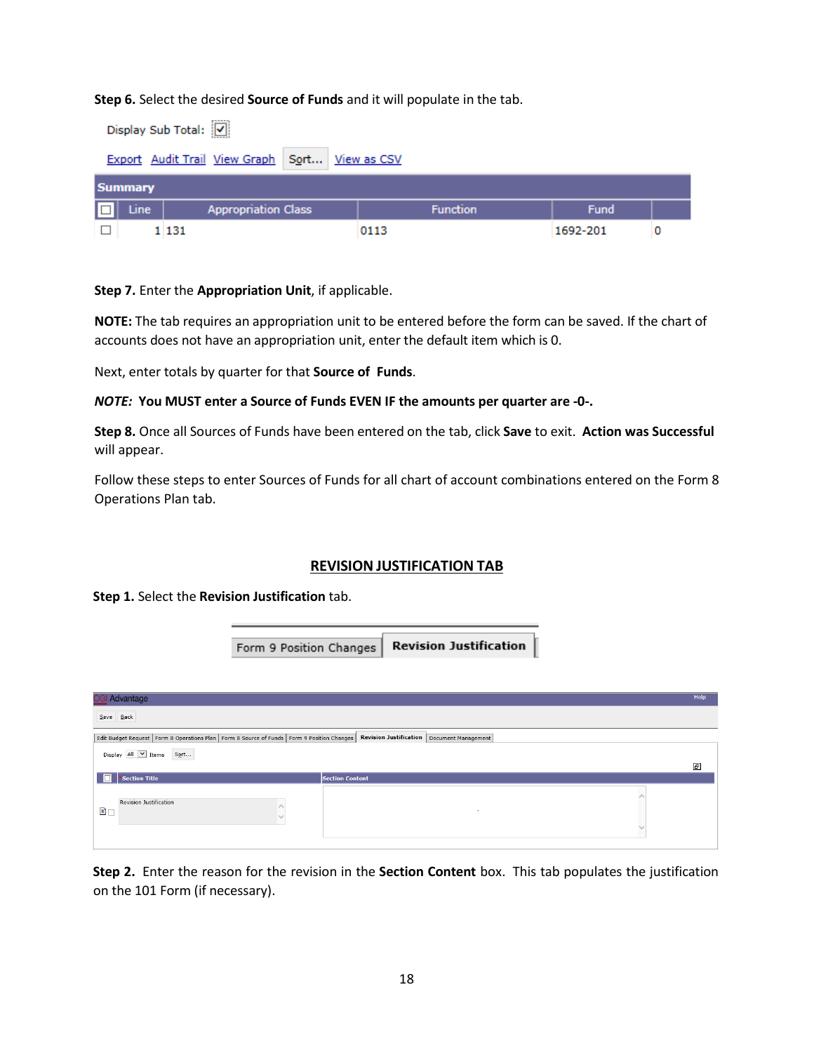**Step 6.** Select the desired **Source of Funds** and it will populate in the tab.

Display Sub Total: ☑

Export Audit Trail View Graph Sort... View as CSV

| Summary | | | | | |
|---|---|---|---|---|---|
| ☐ | Line | Appropriation Class | Function | Fund | |
| ☐ | 1 | 131 | 0113 | 1692-201 | 0 |

**Step 7.** Enter the **Appropriation Unit**, if applicable.

**NOTE:** The tab requires an appropriation unit to be entered before the form can be saved. If the chart of accounts does not have an appropriation unit, enter the default item which is 0.

Next, enter totals by quarter for that **Source of Funds**.

***NOTE:* You MUST enter a Source of Funds EVEN IF the amounts per quarter are -0-.**

**Step 8.** Once all Sources of Funds have been entered on the tab, click **Save** to exit. **Action was Successful** will appear.

Follow these steps to enter Sources of Funds for all chart of account combinations entered on the Form 8 Operations Plan tab.

## REVISION JUSTIFICATION TAB

**Step 1.** Select the **Revision Justification** tab.

Form 9 Position Changes | **Revision Justification**

CGI Advantage — Help

Save Back

Edit Budget Request | Form 8 Operations Plan | Form 8 Source of Funds | Form 9 Position Changes | **Revision Justification** | Document Management

Display All Items Sort...

| | Section Title | Section Content |
|---|---|---|
| ☐ | Revision Justification | |

**Step 2.** Enter the reason for the revision in the **Section Content** box. This tab populates the justification on the 101 Form (if necessary).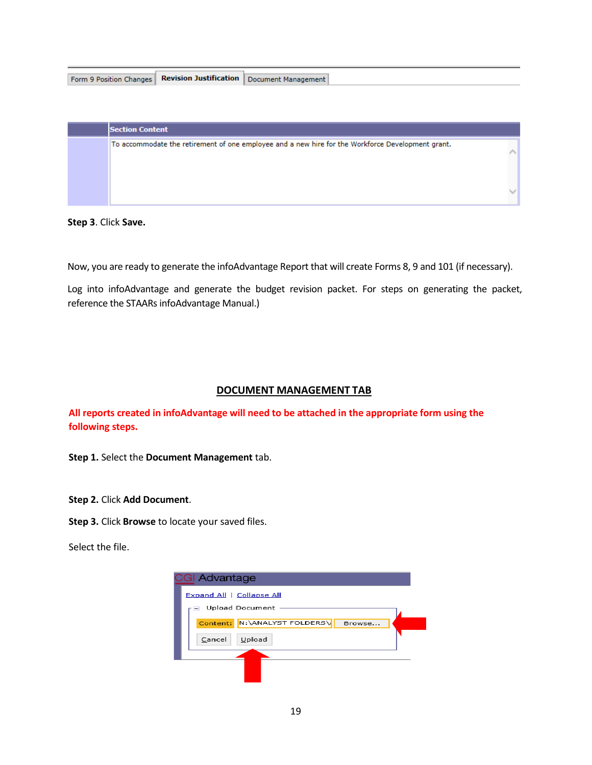Form 9 Position Changes | **Revision Justification** | Document Management

**Section Content**

To accommodate the retirement of one employee and a new hire for the Workforce Development grant.

**Step 3**. Click **Save.**

Now, you are ready to generate the infoAdvantage Report that will create Forms 8, 9 and 101 (if necessary).

Log into infoAdvantage and generate the budget revision packet. For steps on generating the packet, reference the STAARs infoAdvantage Manual.)

## DOCUMENT MANAGEMENT TAB

**All reports created in infoAdvantage will need to be attached in the appropriate form using the following steps.**

**Step 1.** Select the **Document Management** tab.

**Step 2.** Click **Add Document**.

**Step 3.** Click **Browse** to locate your saved files.

Select the file.

CGI Advantage

Expand All | Collapse All

Upload Document

Content: N:\ANALYST FOLDERS\ Browse...

Cancel Upload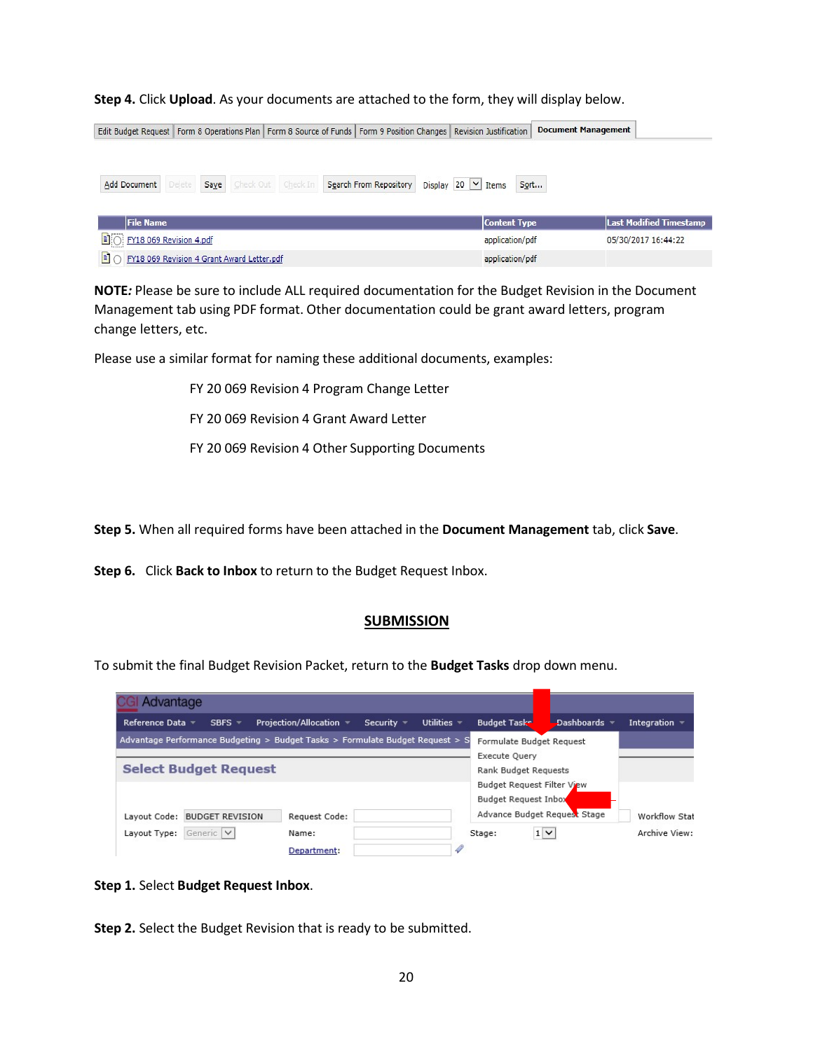**Step 4.** Click **Upload**. As your documents are attached to the form, they will display below.

Edit Budget Request | Form 8 Operations Plan | Form 8 Source of Funds | Form 9 Position Changes | Revision Justification | Document Management

Add Document | Delete | Save | Check Out | Check In | Search From Repository | Display 20 Items | Sort...

| File Name | Content Type | Last Modified Timestamp |
|---|---|---|
| FY18 069 Revision 4.pdf | application/pdf | 05/30/2017 16:44:22 |
| FY18 069 Revision 4 Grant Award Letter.pdf | application/pdf | |

**NOTE***:* Please be sure to include ALL required documentation for the Budget Revision in the Document Management tab using PDF format. Other documentation could be grant award letters, program change letters, etc.

Please use a similar format for naming these additional documents, examples:

FY 20 069 Revision 4 Program Change Letter

FY 20 069 Revision 4 Grant Award Letter

FY 20 069 Revision 4 Other Supporting Documents

**Step 5.** When all required forms have been attached in the **Document Management** tab, click **Save**.

**Step 6.** Click **Back to Inbox** to return to the Budget Request Inbox.

## SUBMISSION

To submit the final Budget Revision Packet, return to the **Budget Tasks** drop down menu.

CGI Advantage

Reference Data | SBFS | Projection/Allocation | Security | Utilities | Budget Tasks | Dashboards | Integration

Advantage Performance Budgeting > Budget Tasks > Formulate Budget Request > S

Select Budget Request

Formulate Budget Request
Execute Query
Rank Budget Requests
Budget Request Filter View
Budget Request Inbox
Advance Budget Request Stage

Layout Code: BUDGET REVISION | Request Code: | Workflow Stat
Layout Type: Generic | Name: | Stage: 1 | Archive View:
Department:

**Step 1.** Select **Budget Request Inbox**.

**Step 2.** Select the Budget Revision that is ready to be submitted.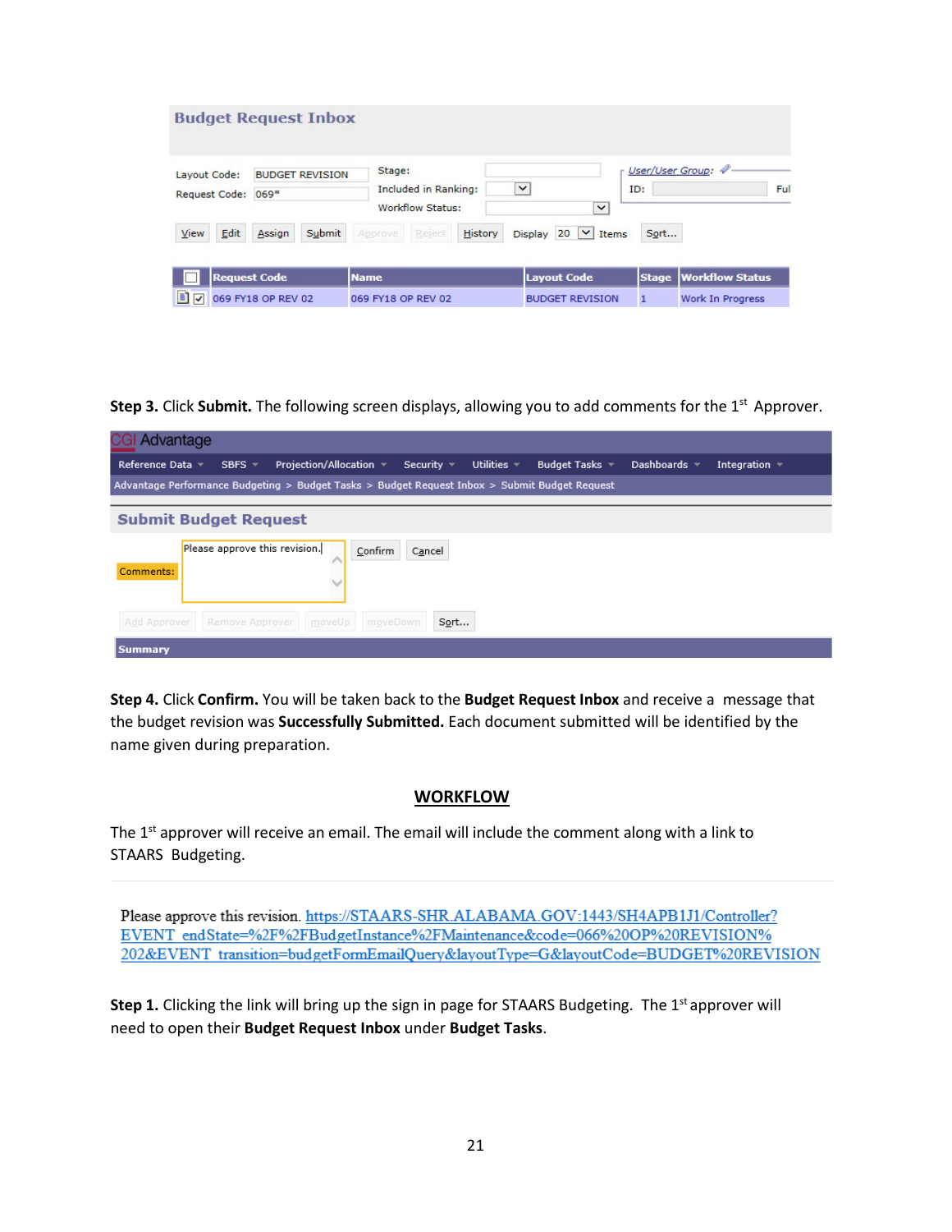Step 3. Click **Submit.** The following screen displays, allowing you to add comments for the 1st Approver.

**Step 3.** Click **Submit.** The following screen displays, allowing you to add comments for the 1[st] Approver.

**Step 4.** Click **Confirm.** You will be taken back to the **Budget Request Inbox** and receive a message that the budget revision was **Successfully Submitted.** Each document submitted will be identified by the name given during preparation.

## WORKFLOW

The 1[st] approver will receive an email. The email will include the comment along with a link to STAARS Budgeting.

Please approve this revision. https://STAARS-SHR.ALABAMA.GOV:1443/SH4APB1J1/Controller?EVENT_endState=%2F%2FBudgetInstance%2FMaintenance&code=066%20OP%20REVISION%202&EVENT_transition=budgetFormEmailQuery&layoutType=G&layoutCode=BUDGET%20REVISION

**Step 1.** Clicking the link will bring up the sign in page for STAARS Budgeting. The 1[st] approver will need to open their **Budget Request Inbox** under **Budget Tasks**.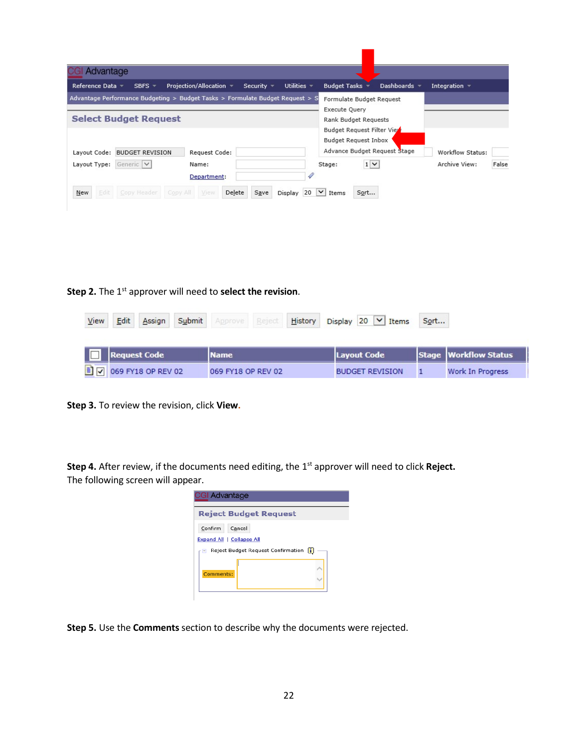**Step 2.** The 1st approver will need to **select the revision**.

**Step 3.** To review the revision, click **View**.

**Step 4.** After review, if the documents need editing, the 1st approver will need to click **Reject.** The following screen will appear.

**Step 5.** Use the **Comments** section to describe why the documents were rejected.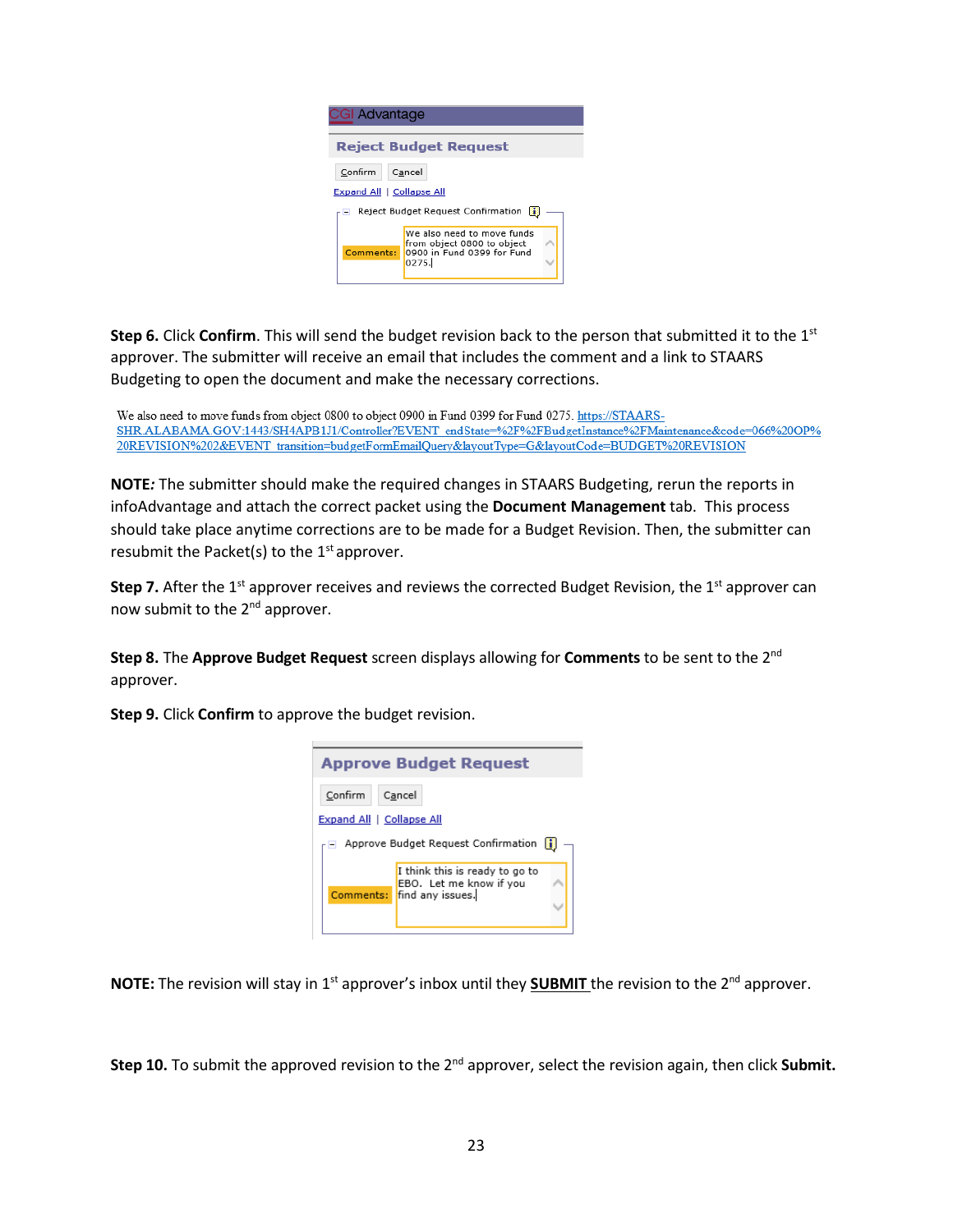**CGI Advantage**

**Reject Budget Request**

Confirm | Cancel

Expand All | Collapse All

Reject Budget Request Confirmation

Comments: We also need to move funds from object 0800 to object 0900 in Fund 0399 for Fund 0275.

**Step 6.** Click **Confirm**. This will send the budget revision back to the person that submitted it to the 1st approver. The submitter will receive an email that includes the comment and a link to STAARS Budgeting to open the document and make the necessary corrections.

We also need to move funds from object 0800 to object 0900 in Fund 0399 for Fund 0275. https://STAARS-SHR.ALABAMA.GOV:1443/SH4APB1J1/Controller?EVENT_endState=%2F%2FBudgetInstance%2FMaintenance&code=066%20OP%20REVISION%202&EVENT_transition=budgetFormEmailQuery&layoutType=G&layoutCode=BUDGET%20REVISION

**NOTE***:* The submitter should make the required changes in STAARS Budgeting, rerun the reports in infoAdvantage and attach the correct packet using the **Document Management** tab. This process should take place anytime corrections are to be made for a Budget Revision. Then, the submitter can resubmit the Packet(s) to the 1st approver.

**Step 7.** After the 1st approver receives and reviews the corrected Budget Revision, the 1st approver can now submit to the 2nd approver.

**Step 8.** The **Approve Budget Request** screen displays allowing for **Comments** to be sent to the 2nd approver.

**Step 9.** Click **Confirm** to approve the budget revision.

**Approve Budget Request**

Confirm | Cancel

Expand All | Collapse All

Approve Budget Request Confirmation

Comments: I think this is ready to go to EBO. Let me know if you find any issues.

**NOTE:** The revision will stay in 1st approver's inbox until they **SUBMIT** the revision to the 2nd approver.

**Step 10.** To submit the approved revision to the 2nd approver, select the revision again, then click **Submit.**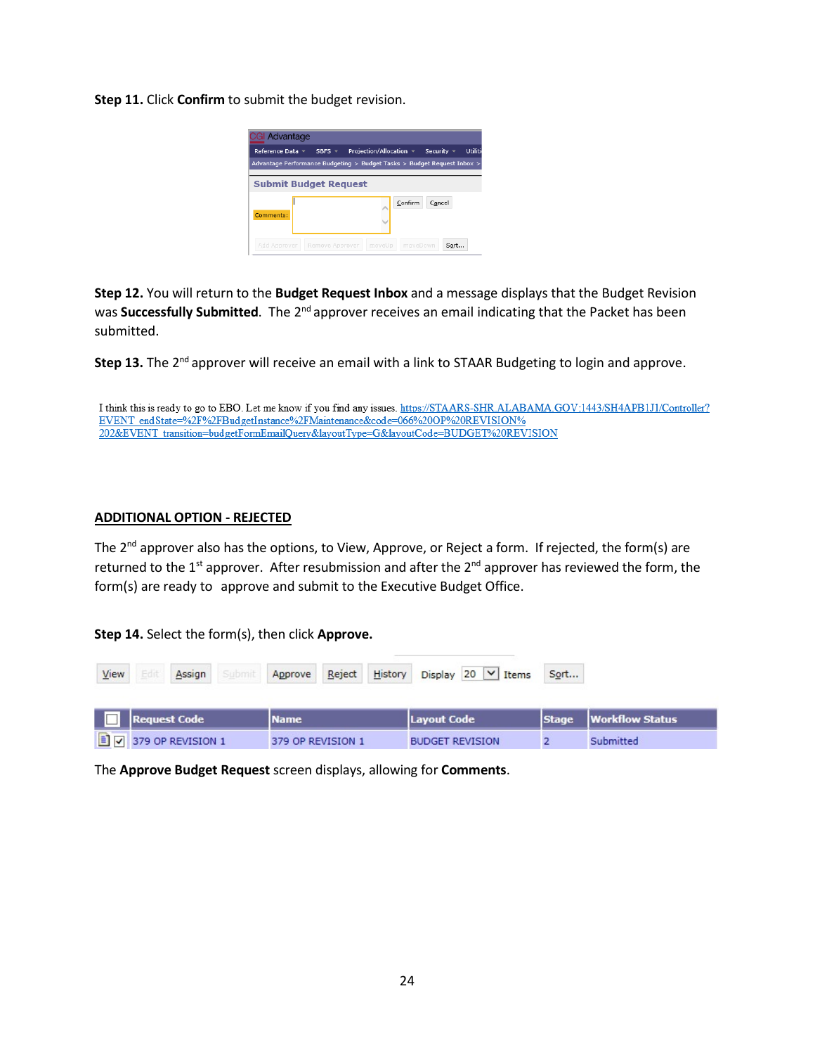**Step 11.** Click **Confirm** to submit the budget revision.

**Step 12.** You will return to the **Budget Request Inbox** and a message displays that the Budget Revision was **Successfully Submitted**. The 2nd approver receives an email indicating that the Packet has been submitted.

**Step 13.** The 2nd approver will receive an email with a link to STAAR Budgeting to login and approve.

I think this is ready to go to EBO. Let me know if you find any issues. https://STAARS-SHR.ALABAMA.GOV:1443/SH4APB1J1/Controller?EVENT_endState=%2F%2FBudgetInstance%2FMaintenance&code=066%20OP%20REVISION%202&EVENT_transition=budgetFormEmailQuery&layoutType=G&layoutCode=BUDGET%20REVISION

## ADDITIONAL OPTION - REJECTED

The 2nd approver also has the options, to View, Approve, or Reject a form. If rejected, the form(s) are returned to the 1st approver. After resubmission and after the 2nd approver has reviewed the form, the form(s) are ready to approve and submit to the Executive Budget Office.

**Step 14.** Select the form(s), then click **Approve.**

| | Request Code | Name | Layout Code | Stage | Workflow Status |
|---|---|---|---|---|---|
| ☑ | 379 OP REVISION 1 | 379 OP REVISION 1 | BUDGET REVISION | 2 | Submitted |

The **Approve Budget Request** screen displays, allowing for **Comments**.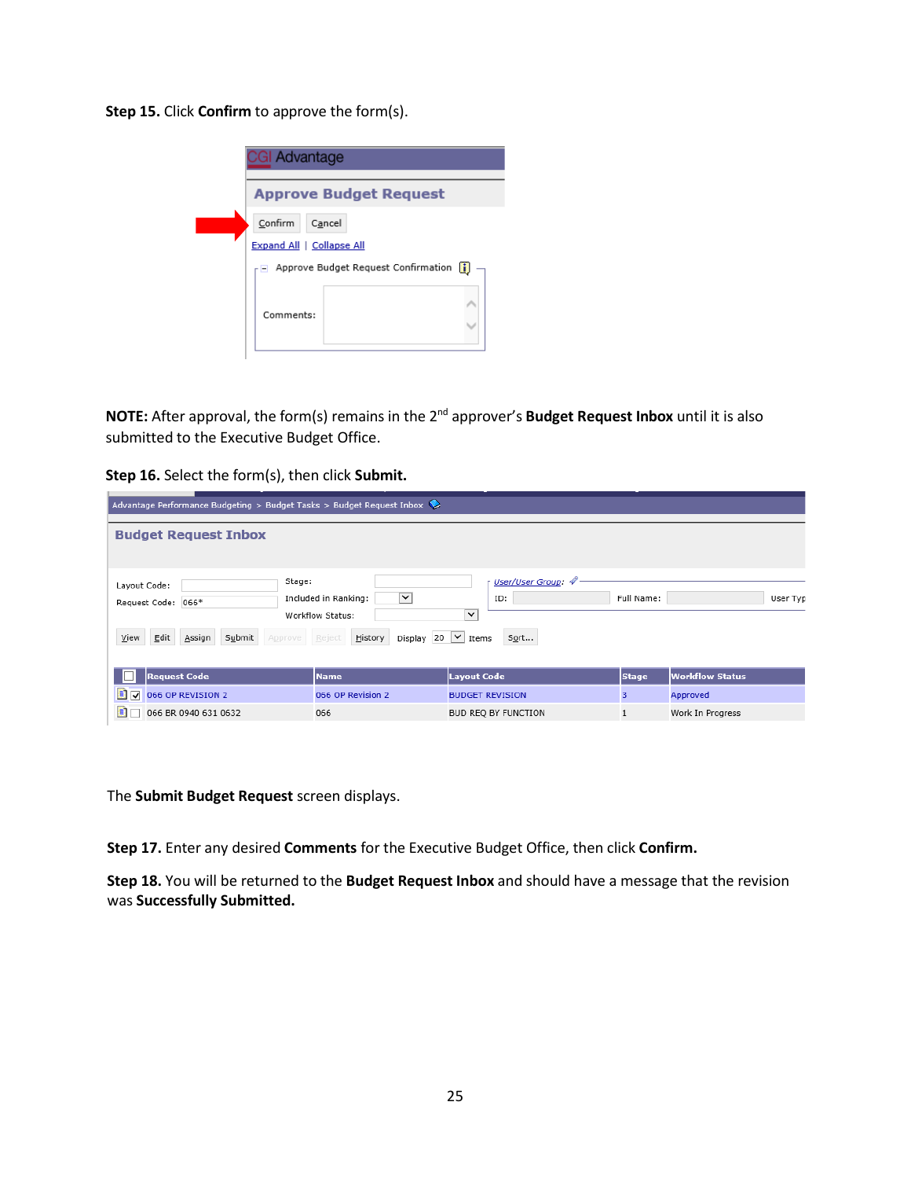**Step 15.** Click **Confirm** to approve the form(s).

**NOTE:** After approval, the form(s) remains in the 2nd approver's **Budget Request Inbox** until it is also submitted to the Executive Budget Office.

**Step 16.** Select the form(s), then click **Submit.**

The **Submit Budget Request** screen displays.

**Step 17.** Enter any desired **Comments** for the Executive Budget Office, then click **Confirm.**

**Step 18.** You will be returned to the **Budget Request Inbox** and should have a message that the revision was **Successfully Submitted.**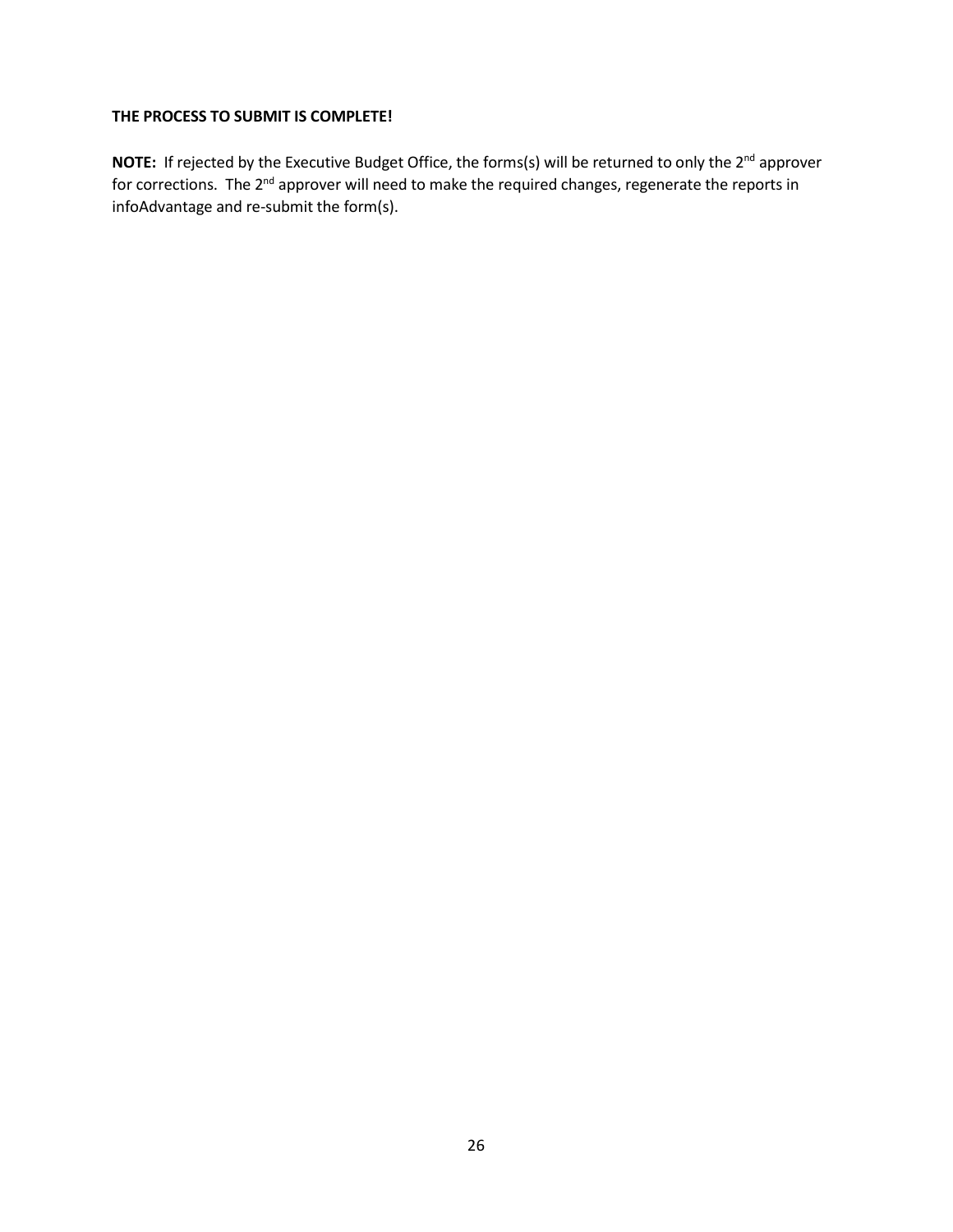**THE PROCESS TO SUBMIT IS COMPLETE!**

**NOTE:** If rejected by the Executive Budget Office, the forms(s) will be returned to only the 2nd approver for corrections. The 2nd approver will need to make the required changes, regenerate the reports in infoAdvantage and re-submit the form(s).